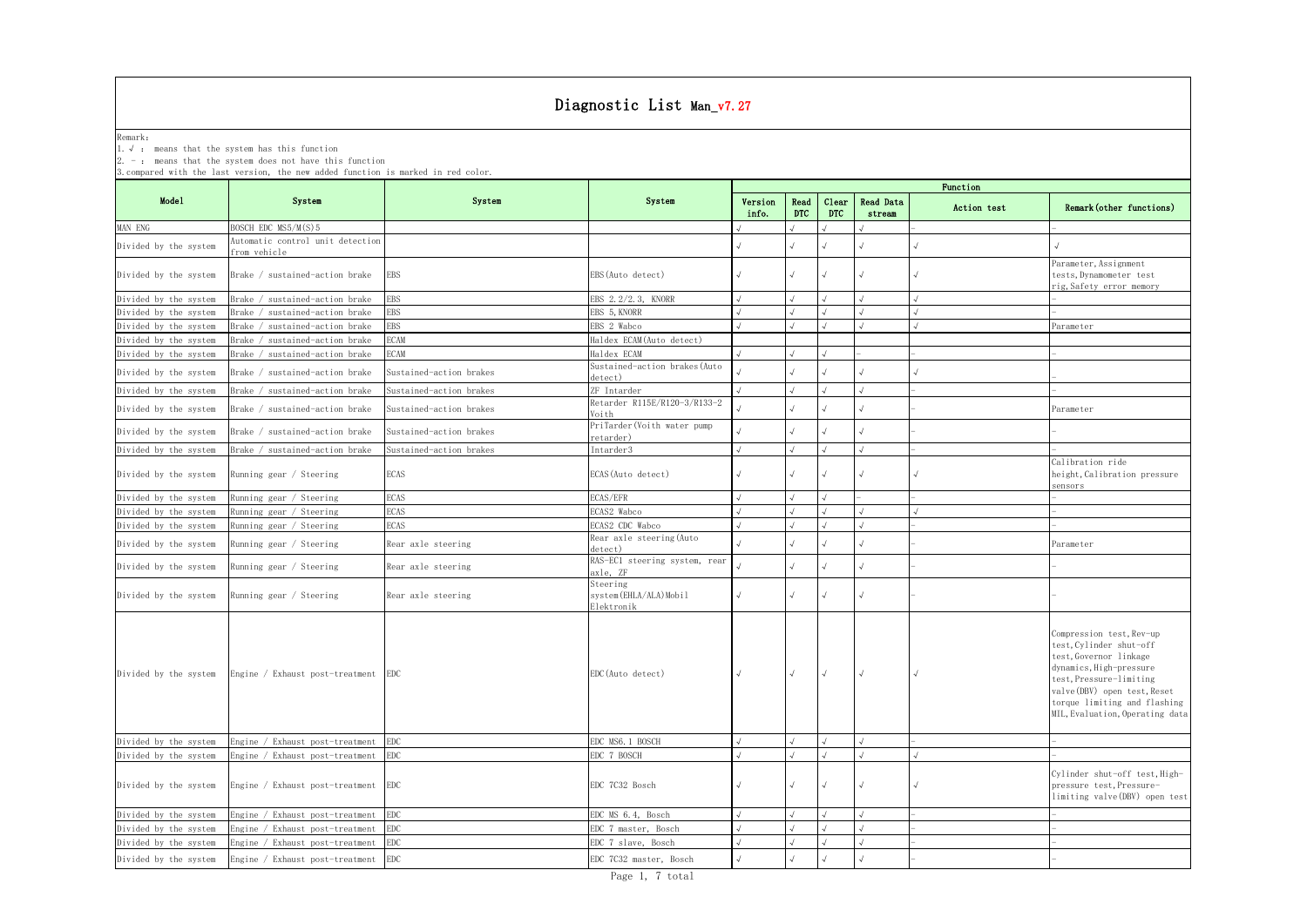# Diagnostic List Man_v7.27

Remark:

1. √ : means that the system has this function
2. - : means that the system does not have this function
3. compared with the last version, the new added function is marked in red color.

| Model | System | System | System | Function | | | | | |
|---|---|---|---|---|---|---|---|---|---|
| | | | | Version info. | Read DTC | Clear DTC | Read Data stream | Action test | Remark(other functions) |
| MAN ENG | BOSCH EDC MS5/M(S)5 | | | √ | √ | √ | √ | - | - |
| Divided by the system | Automatic control unit detection from vehicle | | | √ | √ | √ | √ | √ | √ |
| Divided by the system | Brake / sustained-action brake | EBS | EBS(Auto detect) | √ | √ | √ | √ | √ | Parameter,Assignment tests,Dynamometer test rig,Safety error memory |
| Divided by the system | Brake / sustained-action brake | EBS | EBS 2.2/2.3, KNORR | √ | √ | √ | √ | √ | - |
| Divided by the system | Brake / sustained-action brake | EBS | EBS 5,KNORR | √ | √ | √ | √ | √ | - |
| Divided by the system | Brake / sustained-action brake | EBS | EBS 2 Wabco | √ | √ | √ | √ | √ | Parameter |
| Divided by the system | Brake / sustained-action brake | ECAM | Haldex ECAM(Auto detect) | | | | | | |
| Divided by the system | Brake / sustained-action brake | ECAM | Haldex ECAM | √ | √ | √ | - | - | - |
| Divided by the system | Brake / sustained-action brake | Sustained-action brakes | Sustained-action brakes(Auto detect) | √ | √ | √ | √ | √ | - |
| Divided by the system | Brake / sustained-action brake | Sustained-action brakes | ZF Intarder | √ | √ | √ | √ | - | - |
| Divided by the system | Brake / sustained-action brake | Sustained-action brakes | Retarder R115E/R120-3/R133-2 Voith | √ | √ | √ | √ | - | Parameter |
| Divided by the system | Brake / sustained-action brake | Sustained-action brakes | PriTarder(Voith water pump retarder) | √ | √ | √ | √ | - | - |
| Divided by the system | Brake / sustained-action brake | Sustained-action brakes | Intarder3 | √ | √ | √ | √ | - | - |
| Divided by the system | Running gear / Steering | ECAS | ECAS(Auto detect) | √ | √ | √ | √ | √ | Calibration ride height,Calibration pressure sensors |
| Divided by the system | Running gear / Steering | ECAS | ECAS/EFR | √ | √ | √ | - | - | - |
| Divided by the system | Running gear / Steering | ECAS | ECAS2 Wabco | √ | √ | √ | √ | √ | - |
| Divided by the system | Running gear / Steering | ECAS | ECAS2 CDC Wabco | √ | √ | √ | √ | - | - |
| Divided by the system | Running gear / Steering | Rear axle steering | Rear axle steering(Auto detect) | √ | √ | √ | √ | - | Parameter |
| Divided by the system | Running gear / Steering | Rear axle steering | RAS-EC1 steering system, rear axle, ZF | √ | √ | √ | √ | - | - |
| Divided by the system | Running gear / Steering | Rear axle steering | Steering system(EHLA/ALA)Mobil Elektronik | √ | √ | √ | √ | - | - |
| Divided by the system | Engine / Exhaust post-treatment | EDC | EDC(Auto detect) | √ | √ | √ | √ | √ | Compression test,Rev-up test,Cylinder shut-off test,Governor linkage dynamics,High-pressure test,Pressure-limiting valve(DBV) open test,Reset torque limiting and flashing MIL,Evaluation,Operating data |
| Divided by the system | Engine / Exhaust post-treatment | EDC | EDC MS6.1 BOSCH | √ | √ | √ | √ | - | - |
| Divided by the system | Engine / Exhaust post-treatment | EDC | EDC 7 BOSCH | √ | √ | √ | √ | √ | - |
| Divided by the system | Engine / Exhaust post-treatment | EDC | EDC 7C32 Bosch | √ | √ | √ | √ | √ | Cylinder shut-off test,High-pressure test,Pressure-limiting valve(DBV) open test |
| Divided by the system | Engine / Exhaust post-treatment | EDC | EDC MS 6.4, Bosch | √ | √ | √ | √ | - | - |
| Divided by the system | Engine / Exhaust post-treatment | EDC | EDC 7 master, Bosch | √ | √ | √ | √ | - | - |
| Divided by the system | Engine / Exhaust post-treatment | EDC | EDC 7 slave, Bosch | √ | √ | √ | √ | - | - |
| Divided by the system | Engine / Exhaust post-treatment | EDC | EDC 7C32 master, Bosch | √ | √ | √ | √ | - | - |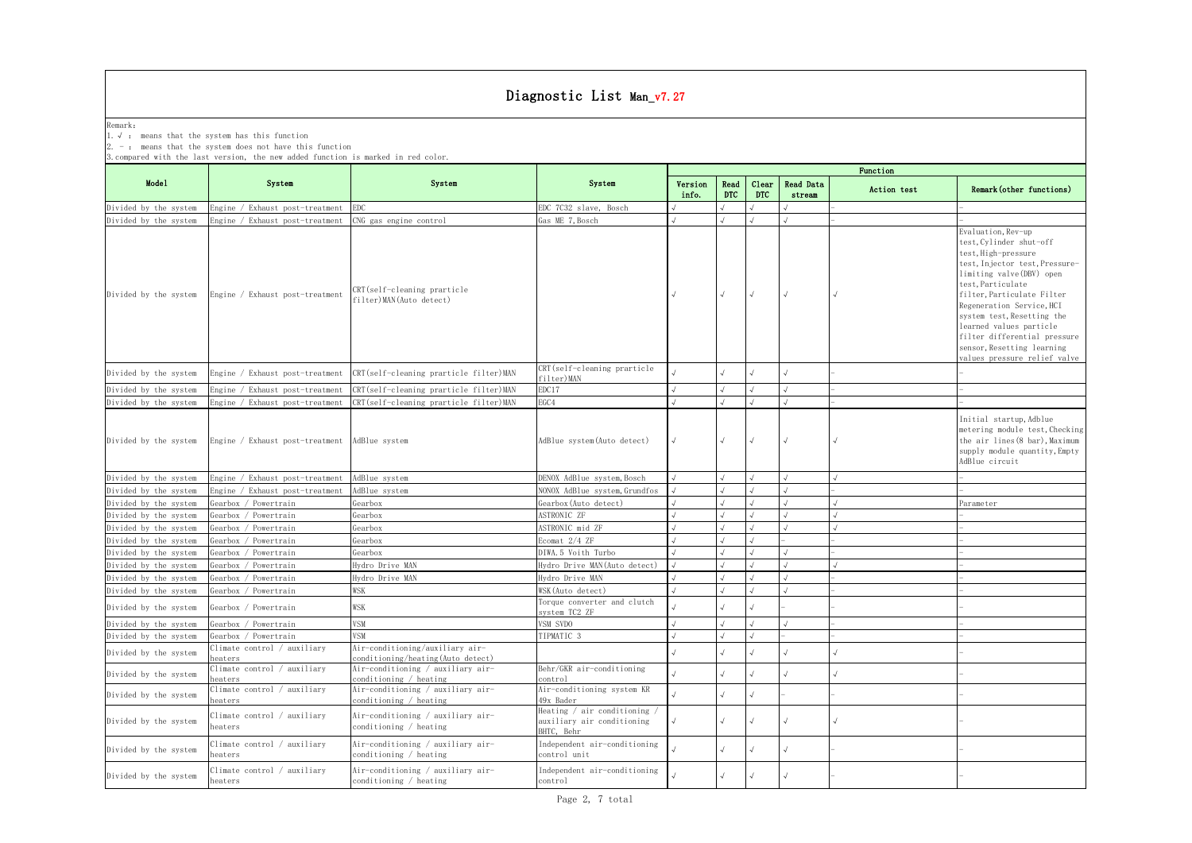# Diagnostic List Man_v7.27

Remark:
1. √ : means that the system has this function
2. - : means that the system does not have this function
3. compared with the last version, the new added function is marked in red color.

| Model | System | System | System | Function | | | | | |
|---|---|---|---|---|---|---|---|---|---|
| | | | | Version info. | Read DTC | Clear DTC | Read Data stream | Action test | Remark(other functions) |
| Divided by the system | Engine / Exhaust post-treatment | EDC | EDC 7C32 slave, Bosch | √ | √ | √ | √ | - | - |
| Divided by the system | Engine / Exhaust post-treatment | CNG gas engine control | Gas ME 7,Bosch | √ | √ | √ | √ | - | - |
| Divided by the system | Engine / Exhaust post-treatment | CRT(self-cleaning particle filter)MAN(Auto detect) | | √ | √ | √ | √ | √ | Evaluation,Rev-up test,Cylinder shut-off test,High-pressure test,Injector test,Pressure-limiting valve(DBV) open test,Particulate filter,Particulate Filter Regeneration Service,HCI system test,Resetting the learned values particle filter differential pressure sensor,Resetting learning values pressure relief valve |
| Divided by the system | Engine / Exhaust post-treatment | CRT(self-cleaning particle filter)MAN | CRT(self-cleaning particle filter)MAN | √ | √ | √ | √ | - | - |
| Divided by the system | Engine / Exhaust post-treatment | CRT(self-cleaning particle filter)MAN | EDC17 | √ | √ | √ | √ | - | - |
| Divided by the system | Engine / Exhaust post-treatment | CRT(self-cleaning particle filter)MAN | EGC4 | √ | √ | √ | √ | - | - |
| Divided by the system | Engine / Exhaust post-treatment | AdBlue system | AdBlue system(Auto detect) | √ | √ | √ | √ | √ | Initial startup,Adblue metering module test,Checking the air lines(8 bar),Maximum supply module quantity,Empty AdBlue circuit |
| Divided by the system | Engine / Exhaust post-treatment | AdBlue system | DENOX AdBlue system,Bosch | √ | √ | √ | √ | √ | - |
| Divided by the system | Engine / Exhaust post-treatment | AdBlue system | NONOX AdBlue system,Grundfos | √ | √ | √ | √ | - | - |
| Divided by the system | Gearbox / Powertrain | Gearbox | Gearbox(Auto detect) | √ | √ | √ | √ | √ | Parameter |
| Divided by the system | Gearbox / Powertrain | Gearbox | ASTRONIC ZF | √ | √ | √ | √ | √ | - |
| Divided by the system | Gearbox / Powertrain | Gearbox | ASTRONIC mid ZF | √ | √ | √ | √ | √ | - |
| Divided by the system | Gearbox / Powertrain | Gearbox | Ecomat 2/4 ZF | √ | √ | √ | - | - | - |
| Divided by the system | Gearbox / Powertrain | Gearbox | DIWA.5 Voith Turbo | √ | √ | √ | √ | - | - |
| Divided by the system | Gearbox / Powertrain | Hydro Drive MAN | Hydro Drive MAN(Auto detect) | √ | √ | √ | √ | √ | - |
| Divided by the system | Gearbox / Powertrain | Hydro Drive MAN | Hydro Drive MAN | √ | √ | √ | √ | - | - |
| Divided by the system | Gearbox / Powertrain | WSK | WSK(Auto detect) | √ | √ | √ | √ | - | - |
| Divided by the system | Gearbox / Powertrain | WSK | Torque converter and clutch system TC2 ZF | √ | √ | √ | - | - | - |
| Divided by the system | Gearbox / Powertrain | VSM | VSM SVDO | √ | √ | √ | √ | - | - |
| Divided by the system | Gearbox / Powertrain | VSM | TIPMATIC 3 | √ | √ | √ | - | - | - |
| Divided by the system | Climate control / auxiliary heaters | Air-conditioning/auxiliary air-conditioning/heating(Auto detect) | | √ | √ | √ | √ | √ | - |
| Divided by the system | Climate control / auxiliary heaters | Air-conditioning / auxiliary air-conditioning / heating | Behr/GKR air-conditioning control | √ | √ | √ | √ | √ | - |
| Divided by the system | Climate control / auxiliary heaters | Air-conditioning / auxiliary air-conditioning / heating | Air-conditioning system KR 49x Bader | √ | √ | √ | - | - | - |
| Divided by the system | Climate control / auxiliary heaters | Air-conditioning / auxiliary air-conditioning / heating | Heating / air conditioning / auxiliary air conditioning BHTC, Behr | √ | √ | √ | √ | √ | - |
| Divided by the system | Climate control / auxiliary heaters | Air-conditioning / auxiliary air-conditioning / heating | Independent air-conditioning control unit | √ | √ | √ | √ | - | - |
| Divided by the system | Climate control / auxiliary heaters | Air-conditioning / auxiliary air-conditioning / heating | Independent air-conditioning control | √ | √ | √ | √ | - | - |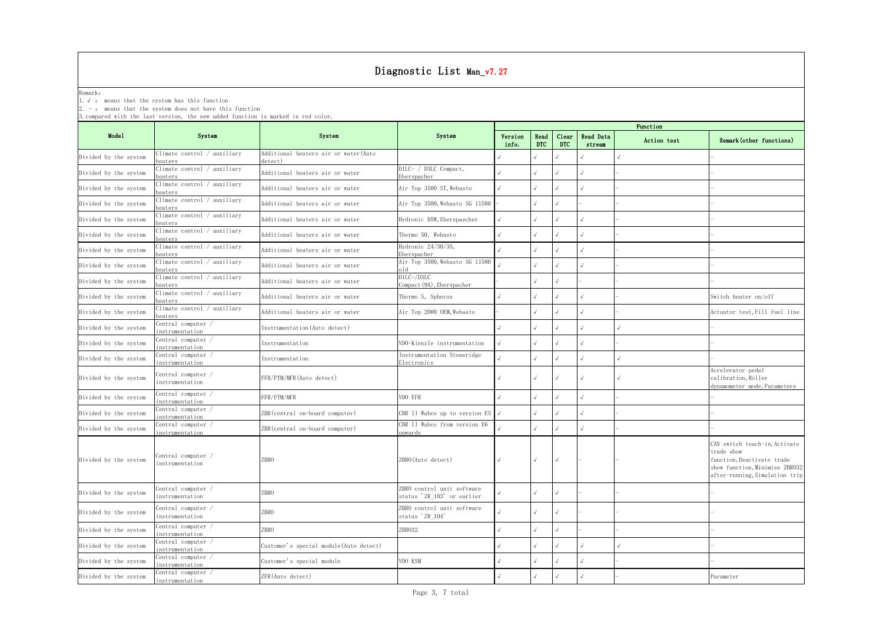# Diagnostic List Man_v7.27

Remark:
1. √ : means that the system has this function
2. - : means that the system does not have this function
3. compared with the last version, the new added function is marked in red color.

| Model | System | System | System | Function | | | | | |
|---|---|---|---|---|---|---|---|---|---|
| | | | | Version info. | Read DTC | Clear DTC | Read Data stream | Action test | Remark(other functions) |
| Divided by the system | Climate control / auxiliary heaters | Additional heaters air or water(Auto detect) | | √ | √ | √ | √ | √ | - |
| Divided by the system | Climate control / auxiliary heaters | Additional heaters air or water | D1LC- / D3LC Compact, Eberspacher | √ | √ | √ | √ | - | - |
| Divided by the system | Climate control / auxiliary heaters | Additional heaters air or water | Air Top 3500 ST,Webasto | √ | √ | √ | √ | - | - |
| Divided by the system | Climate control / auxiliary heaters | Additional heaters air or water | Air Top 3500,Webasto SG 11580 | - | √ | √ | - | - | - |
| Divided by the system | Climate control / auxiliary heaters | Additional heaters air or water | Hydronic D5W,Eberspaecher | √ | √ | √ | √ | - | - |
| Divided by the system | Climate control / auxiliary heaters | Additional heaters air or water | Thermo 50, Webasto | √ | √ | √ | √ | - | - |
| Divided by the system | Climate control / auxiliary heaters | Additional heaters air or water | Hydronic 24/30/35, Eberspacher | √ | √ | √ | √ | - | - |
| Divided by the system | Climate control / auxiliary heaters | Additional heaters air or water | Air Top 3500,Webasto SG 11580 old | √ | √ | √ | √ | - | - |
| Divided by the system | Climate control / auxiliary heaters | Additional heaters air or water | D1LC-/D3LC Compact(9A),Eberspacher | - | √ | √ | - | - | - |
| Divided by the system | Climate control / auxiliary heaters | Additional heaters air or water | Thermo S, Spheros | √ | √ | √ | √ | - | Switch heater on/off |
| Divided by the system | Climate control / auxiliary heaters | Additional heaters air or water | Air Top 2000 OEM,Webasto | - | √ | √ | √ | - | Actuator test,Fill fuel line |
| Divided by the system | Central computer / instrumentation | Instrumentation(Auto detect) | | √ | √ | √ | √ | √ | - |
| Divided by the system | Central computer / instrumentation | Instrumentation | VDO-Kienzle instrumentation | √ | √ | √ | √ | - | - |
| Divided by the system | Central computer / instrumentation | Instrumentation | Instrumentation Stoneridge Electronics | √ | √ | √ | √ | √ | - |
| Divided by the system | Central computer / instrumentation | FFR/PTM/MFR(Auto detect) | | √ | √ | √ | √ | √ | Accelerator pedal calibration,Roller dynamometer mode,Parameters |
| Divided by the system | Central computer / instrumentation | FFR/PTM/MFR | VDO FFR | √ | √ | √ | √ | - | - |
| Divided by the system | Central computer / instrumentation | ZBR(central on-board computer) | CBR II Wabco up to version E5 | √ | √ | √ | √ | - | - |
| Divided by the system | Central computer / instrumentation | ZBR(central on-board computer) | CBR II Wabco from version E6 onwards | √ | √ | √ | √ | - | - |
| Divided by the system | Central computer / instrumentation | ZBRO | ZBRO(Auto detect) | √ | √ | √ | - | - | CAN switch teach-in,Activate trade show function,Deactivate trade show function,Minimise ZBR032 after-running,Simulation trip |
| Divided by the system | Central computer / instrumentation | ZBRO | ZBRO control unit software status 'ZR_103' or earlier | √ | √ | √ | - | - | - |
| Divided by the system | Central computer / instrumentation | ZBRO | ZBRO control unit software status 'ZR_104' | √ | √ | √ | - | - | - |
| Divided by the system | Central computer / instrumentation | ZBRO | ZBR032 | √ | √ | √ | - | - | - |
| Divided by the system | Central computer / instrumentation | Customer's special module(Auto detect) | | √ | √ | √ | √ | √ | - |
| Divided by the system | Central computer / instrumentation | Customer's special module | VDO KSM | √ | √ | √ | √ | - | - |
| Divided by the system | Central computer / instrumentation | ZFR(Auto detect) | | √ | √ | √ | √ | - | Parameter |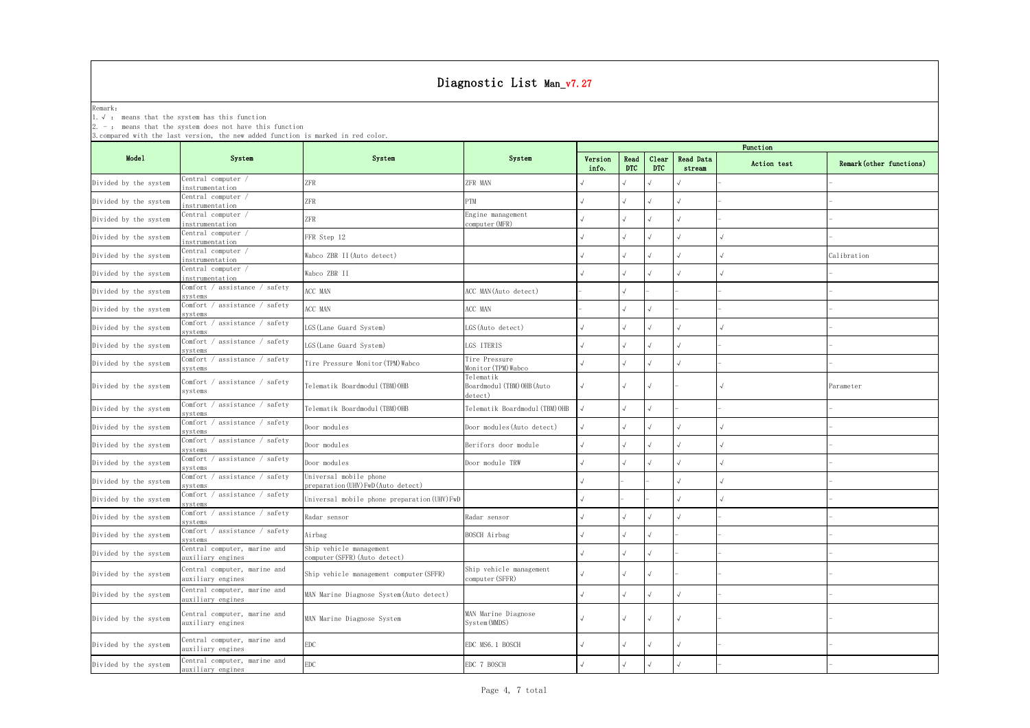# Diagnostic List Man_v7.27

Remark:
1. √ : means that the system has this function
2. - : means that the system does not have this function
3. compared with the last version, the new added function is marked in red color.

| Model | System | System | System | Function | | | | | |
|---|---|---|---|---|---|---|---|---|---|
| | | | | Version info. | Read DTC | Clear DTC | Read Data stream | Action test | Remark(other functions) |
| Divided by the system | Central computer / instrumentation | ZFR | ZFR MAN | √ | √ | √ | √ | - | - |
| Divided by the system | Central computer / instrumentation | ZFR | PTM | √ | √ | √ | √ | - | - |
| Divided by the system | Central computer / instrumentation | ZFR | Engine management computer(MFR) | √ | √ | √ | √ | - | - |
| Divided by the system | Central computer / instrumentation | FFR Step 12 | | √ | √ | √ | √ | √ | - |
| Divided by the system | Central computer / instrumentation | Wabco ZBR II(Auto detect) | | √ | √ | √ | √ | √ | Calibration |
| Divided by the system | Central computer / instrumentation | Wabco ZBR II | | √ | √ | √ | √ | √ | - |
| Divided by the system | Comfort / assistance / safety systems | ACC MAN | ACC MAN(Auto detect) | - | √ | - | - | - | - |
| Divided by the system | Comfort / assistance / safety systems | ACC MAN | ACC MAN | - | √ | √ | - | - | - |
| Divided by the system | Comfort / assistance / safety systems | LGS(Lane Guard System) | LGS(Auto detect) | √ | √ | √ | √ | √ | - |
| Divided by the system | Comfort / assistance / safety systems | LGS(Lane Guard System) | LGS ITERIS | √ | √ | √ | √ | - | - |
| Divided by the system | Comfort / assistance / safety systems | Tire Pressure Monitor(TPM)Wabco | Tire Pressure Monitor(TPM)Wabco | √ | √ | √ | √ | - | - |
| Divided by the system | Comfort / assistance / safety systems | Telematik Boardmodul(TBM)OHB | Telematik Boardmodul(TBM)OHB(Auto detect) | √ | √ | √ | - | √ | Parameter |
| Divided by the system | Comfort / assistance / safety systems | Telematik Boardmodul(TBM)OHB | Telematik Boardmodul(TBM)OHB | √ | √ | √ | - | - | - |
| Divided by the system | Comfort / assistance / safety systems | Door modules | Door modules(Auto detect) | √ | √ | √ | √ | √ | - |
| Divided by the system | Comfort / assistance / safety systems | Door modules | Berifors door module | √ | √ | √ | √ | √ | - |
| Divided by the system | Comfort / assistance / safety systems | Door modules | Door module TRW | √ | √ | √ | √ | √ | - |
| Divided by the system | Comfort / assistance / safety systems | Universal mobile phone preparation(UHV)FwD(Auto detect) | | √ | - | - | √ | √ | - |
| Divided by the system | Comfort / assistance / safety systems | Universal mobile phone preparation(UHV)FwD | | √ | - | - | √ | √ | - |
| Divided by the system | Comfort / assistance / safety systems | Radar sensor | Radar sensor | √ | √ | √ | √ | - | - |
| Divided by the system | Comfort / assistance / safety systems | Airbag | BOSCH Airbag | √ | √ | √ | - | - | - |
| Divided by the system | Central computer, marine and auxiliary engines | Ship vehicle management computer(SFFR)(Auto detect) | | √ | √ | √ | - | - | - |
| Divided by the system | Central computer, marine and auxiliary engines | Ship vehicle management computer(SFFR) | Ship vehicle management computer(SFFR) | √ | √ | √ | - | - | - |
| Divided by the system | Central computer, marine and auxiliary engines | MAN Marine Diagnose System(Auto detect) | | √ | √ | √ | √ | - | - |
| Divided by the system | Central computer, marine and auxiliary engines | MAN Marine Diagnose System | MAN Marine Diagnose System(MMDS) | √ | √ | √ | √ | - | - |
| Divided by the system | Central computer, marine and auxiliary engines | EDC | EDC MS6.1 BOSCH | √ | √ | √ | √ | - | - |
| Divided by the system | Central computer, marine and auxiliary engines | EDC | EDC 7 BOSCH | √ | √ | √ | √ | - | - |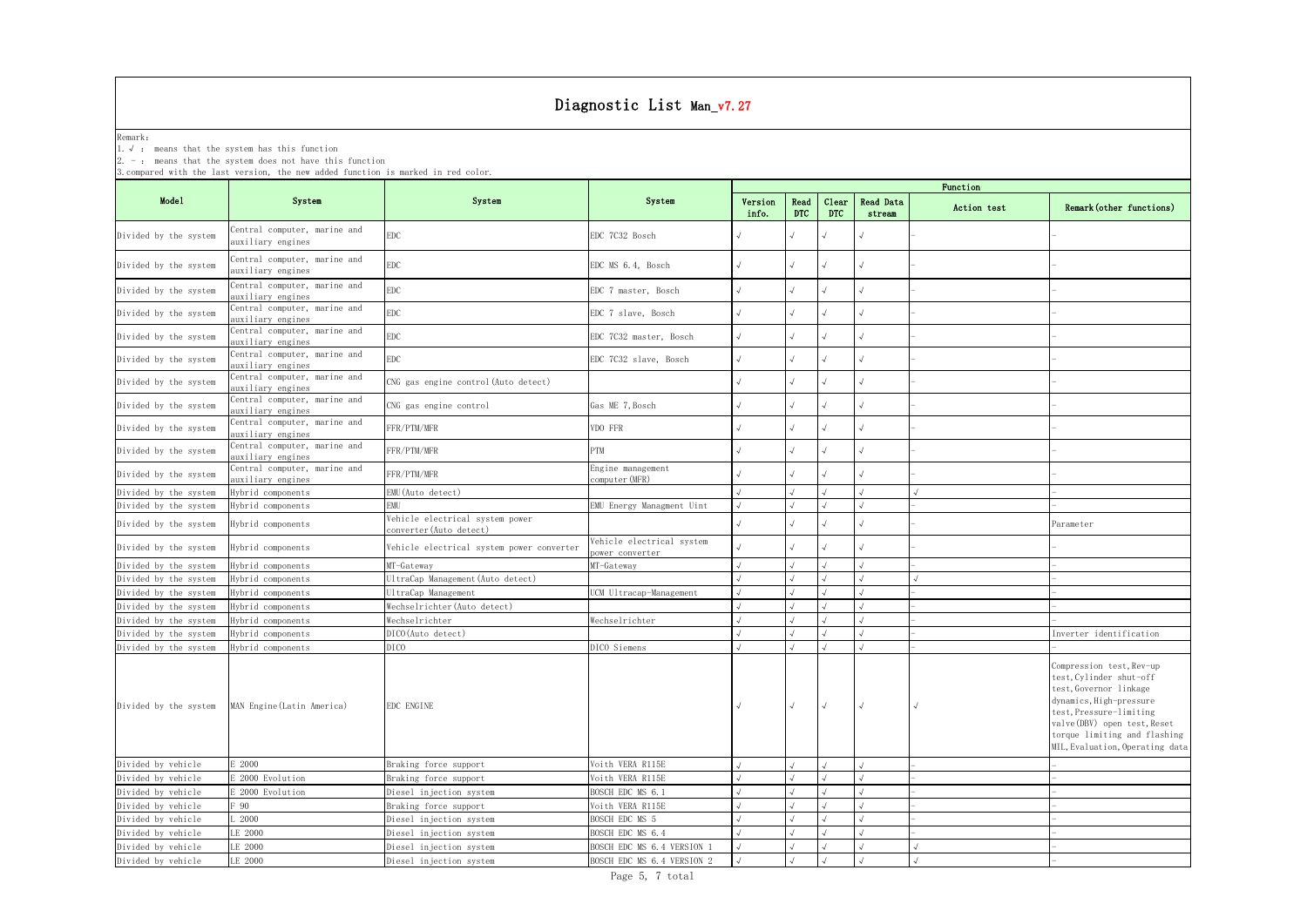# Diagnostic List Man_v7.27

Remark:
1. √ : means that the system has this function
2. - : means that the system does not have this function
3. compared with the last version, the new added function is marked in red color.

| Model | System | System | System | Function | | | | | |
|---|---|---|---|---|---|---|---|---|---|
| | | | | Version info. | Read DTC | Clear DTC | Read Data stream | Action test | Remark(other functions) |
| Divided by the system | Central computer, marine and auxiliary engines | EDC | EDC 7C32 Bosch | √ | √ | √ | √ | - | - |
| Divided by the system | Central computer, marine and auxiliary engines | EDC | EDC MS 6.4, Bosch | √ | √ | √ | √ | - | - |
| Divided by the system | Central computer, marine and auxiliary engines | EDC | EDC 7 master, Bosch | √ | √ | √ | √ | - | - |
| Divided by the system | Central computer, marine and auxiliary engines | EDC | EDC 7 slave, Bosch | √ | √ | √ | √ | - | - |
| Divided by the system | Central computer, marine and auxiliary engines | EDC | EDC 7C32 master, Bosch | √ | √ | √ | √ | - | - |
| Divided by the system | Central computer, marine and auxiliary engines | EDC | EDC 7C32 slave, Bosch | √ | √ | √ | √ | - | - |
| Divided by the system | Central computer, marine and auxiliary engines | CNG gas engine control(Auto detect) | | √ | √ | √ | √ | - | - |
| Divided by the system | Central computer, marine and auxiliary engines | CNG gas engine control | Gas ME 7,Bosch | √ | √ | √ | √ | - | - |
| Divided by the system | Central computer, marine and auxiliary engines | FFR/PTM/MFR | VDO FFR | √ | √ | √ | √ | - | - |
| Divided by the system | Central computer, marine and auxiliary engines | FFR/PTM/MFR | PTM | √ | √ | √ | √ | - | - |
| Divided by the system | Central computer, marine and auxiliary engines | FFR/PTM/MFR | Engine management computer(MFR) | √ | √ | √ | √ | - | - |
| Divided by the system | Hybrid components | EMU(Auto detect) | | √ | √ | √ | √ | √ | - |
| Divided by the system | Hybrid components | EMU | EMU Energy Managment Uint | √ | √ | √ | √ | - | - |
| Divided by the system | Hybrid components | Vehicle electrical system power converter(Auto detect) | | √ | √ | √ | √ | - | Parameter |
| Divided by the system | Hybrid components | Vehicle electrical system power converter | Vehicle electrical system power converter | √ | √ | √ | √ | - | - |
| Divided by the system | Hybrid components | MT-Gateway | MT-Gateway | √ | √ | √ | √ | - | - |
| Divided by the system | Hybrid components | UltraCap Management(Auto detect) | | √ | √ | √ | √ | √ | - |
| Divided by the system | Hybrid components | UltraCap Management | UCM Ultracap-Management | √ | √ | √ | √ | - | - |
| Divided by the system | Hybrid components | Wechselrichter(Auto detect) | | √ | √ | √ | √ | - | - |
| Divided by the system | Hybrid components | Wechselrichter | Wechselrichter | √ | √ | √ | √ | - | - |
| Divided by the system | Hybrid components | DICO(Auto detect) | | √ | √ | √ | √ | - | Inverter identification |
| Divided by the system | Hybrid components | DICO | DICO Siemens | √ | √ | √ | √ | - | - |
| Divided by the system | MAN Engine(Latin America) | EDC ENGINE | | √ | √ | √ | √ | √ | Compression test,Rev-up test,Cylinder shut-off test,Governor linkage dynamics,High-pressure test,Pressure-limiting valve(DBV) open test,Reset torque limiting and flashing MIL,Evaluation,Operating data |
| Divided by vehicle | E 2000 | Braking force support | Voith VERA R115E | √ | √ | √ | √ | - | - |
| Divided by vehicle | E 2000 Evolution | Braking force support | Voith VERA R115E | √ | √ | √ | √ | - | - |
| Divided by vehicle | E 2000 Evolution | Diesel injection system | BOSCH EDC MS 6.1 | √ | √ | √ | √ | - | - |
| Divided by vehicle | F 90 | Braking force support | Voith VERA R115E | √ | √ | √ | √ | - | - |
| Divided by vehicle | L 2000 | Diesel injection system | BOSCH EDC MS 5 | √ | √ | √ | √ | - | - |
| Divided by vehicle | LE 2000 | Diesel injection system | BOSCH EDC MS 6.4 | √ | √ | √ | √ | - | - |
| Divided by vehicle | LE 2000 | Diesel injection system | BOSCH EDC MS 6.4 VERSION 1 | √ | √ | √ | √ | √ | - |
| Divided by vehicle | LE 2000 | Diesel injection system | BOSCH EDC MS 6.4 VERSION 2 | √ | √ | √ | √ | √ | - |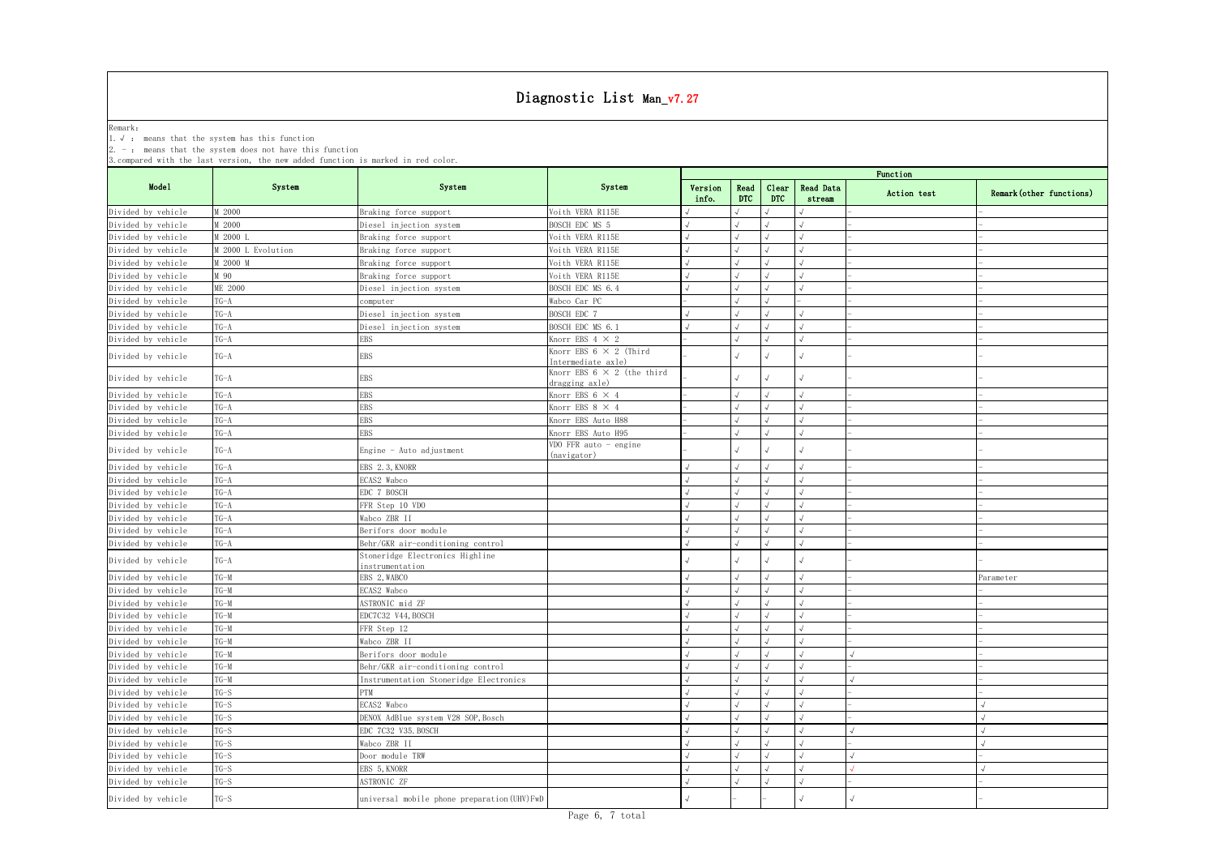# Diagnostic List Man_v7.27

Remark:

1. √ : means that the system has this function
2. - : means that the system does not have this function
3. compared with the last version, the new added function is marked in red color.

| Model | System | System | System | Function | | | | | |
|---|---|---|---|---|---|---|---|---|---|
| | | | | Version info. | Read DTC | Clear DTC | Read Data stream | Action test | Remark(other functions) |
| Divided by vehicle | M 2000 | Braking force support | Voith VERA R115E | √ | √ | √ | √ | - | - |
| Divided by vehicle | M 2000 | Diesel injection system | BOSCH EDC MS 5 | √ | √ | √ | √ | - | - |
| Divided by vehicle | M 2000 L | Braking force support | Voith VERA R115E | √ | √ | √ | √ | - | - |
| Divided by vehicle | M 2000 L Evolution | Braking force support | Voith VERA R115E | √ | √ | √ | √ | - | - |
| Divided by vehicle | M 2000 M | Braking force support | Voith VERA R115E | √ | √ | √ | √ | - | - |
| Divided by vehicle | M 90 | Braking force support | Voith VERA R115E | √ | √ | √ | √ | - | - |
| Divided by vehicle | ME 2000 | Diesel injection system | BOSCH EDC MS 6.4 | √ | √ | √ | √ | - | - |
| Divided by vehicle | TG-A | computer | Wabco Car PC | - | √ | √ | - | - | - |
| Divided by vehicle | TG-A | Diesel injection system | BOSCH EDC 7 | √ | √ | √ | √ | - | - |
| Divided by vehicle | TG-A | Diesel injection system | BOSCH EDC MS 6.1 | √ | √ | √ | √ | - | - |
| Divided by vehicle | TG-A | EBS | Knorr EBS 4 × 2 | - | √ | √ | √ | - | - |
| Divided by vehicle | TG-A | EBS | Knorr EBS 6 × 2 (Third Intermediate axle) | - | √ | √ | √ | - | - |
| Divided by vehicle | TG-A | EBS | Knorr EBS 6 × 2 (the third dragging axle) | - | √ | √ | √ | - | - |
| Divided by vehicle | TG-A | EBS | Knorr EBS 6 × 4 | - | √ | √ | √ | - | - |
| Divided by vehicle | TG-A | EBS | Knorr EBS 8 × 4 | - | √ | √ | √ | - | - |
| Divided by vehicle | TG-A | EBS | Knorr EBS Auto H88 | - | √ | √ | √ | - | - |
| Divided by vehicle | TG-A | EBS | Knorr EBS Auto H95 | - | √ | √ | √ | - | - |
| Divided by vehicle | TG-A | Engine - Auto adjustment | VDO FFR auto - engine (navigator) | - | √ | √ | √ | - | - |
| Divided by vehicle | TG-A | EBS 2.3,KNORR | | √ | √ | √ | √ | - | - |
| Divided by vehicle | TG-A | ECAS2 Wabco | | √ | √ | √ | √ | - | - |
| Divided by vehicle | TG-A | EDC 7 BOSCH | | √ | √ | √ | √ | - | - |
| Divided by vehicle | TG-A | FFR Step 10 VDO | | √ | √ | √ | √ | - | - |
| Divided by vehicle | TG-A | Wabco ZBR II | | √ | √ | √ | √ | - | - |
| Divided by vehicle | TG-A | Berifors door module | | √ | √ | √ | √ | - | - |
| Divided by vehicle | TG-A | Behr/GKR air-conditioning control | | √ | √ | √ | √ | - | - |
| Divided by vehicle | TG-A | Stoneridge Electronics Highline instrumentation | | √ | √ | √ | √ | - | - |
| Divided by vehicle | TG-M | EBS 2,WABCO | | √ | √ | √ | √ | - | Parameter |
| Divided by vehicle | TG-M | ECAS2 Wabco | | √ | √ | √ | √ | - | - |
| Divided by vehicle | TG-M | ASTRONIC mid ZF | | √ | √ | √ | √ | - | - |
| Divided by vehicle | TG-M | EDC7C32 V44,BOSCH | | √ | √ | √ | √ | - | - |
| Divided by vehicle | TG-M | FFR Step 12 | | √ | √ | √ | √ | - | - |
| Divided by vehicle | TG-M | Wabco ZBR II | | √ | √ | √ | √ | - | - |
| Divided by vehicle | TG-M | Berifors door module | | √ | √ | √ | √ | √ | - |
| Divided by vehicle | TG-M | Behr/GKR air-conditioning control | | √ | √ | √ | √ | - | - |
| Divided by vehicle | TG-M | Instrumentation Stoneridge Electronics | | √ | √ | √ | √ | √ | - |
| Divided by vehicle | TG-S | PTM | | √ | √ | √ | √ | - | - |
| Divided by vehicle | TG-S | ECAS2 Wabco | | √ | √ | √ | √ | - | √ |
| Divided by vehicle | TG-S | DENOX AdBlue system V28 SOP,Bosch | | √ | √ | √ | √ | - | √ |
| Divided by vehicle | TG-S | EDC 7C32 V35.BOSCH | | √ | √ | √ | √ | √ | √ |
| Divided by vehicle | TG-S | Wabco ZBR II | | √ | √ | √ | √ | - | √ |
| Divided by vehicle | TG-S | Door module TRW | | √ | √ | √ | √ | √ | - |
| Divided by vehicle | TG-S | EBS 5,KNORR | | √ | √ | √ | √ | √ | √ |
| Divided by vehicle | TG-S | ASTRONIC ZF | | √ | √ | √ | √ | - | - |
| Divided by vehicle | TG-S | universal mobile phone preparation(UHV)FwD | | √ | - | - | √ | √ | - |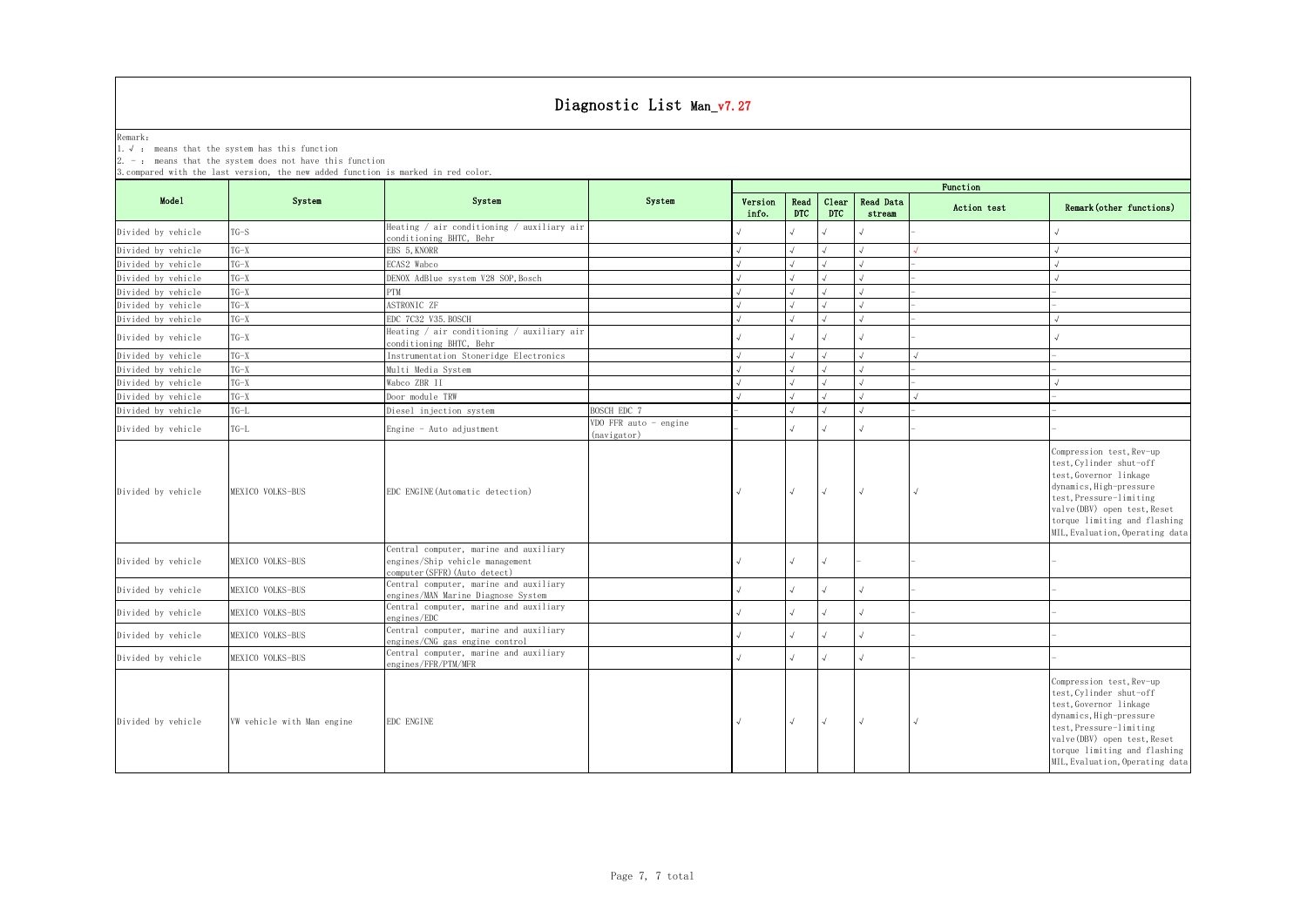# Diagnostic List Man_v7.27

Remark:
1. √ : means that the system has this function
2. - : means that the system does not have this function
3. compared with the last version, the new added function is marked in red color.

| Model | System | System | System | Function | | | | | |
|---|---|---|---|---|---|---|---|---|---|
| | | | | Version info. | Read DTC | Clear DTC | Read Data stream | Action test | Remark(other functions) |
| Divided by vehicle | TG-S | Heating / air conditioning / auxiliary air conditioning BHTC, Behr | | √ | √ | √ | √ | - | √ |
| Divided by vehicle | TG-X | EBS 5,KNORR | | √ | √ | √ | √ | √ | √ |
| Divided by vehicle | TG-X | ECAS2 Wabco | | √ | √ | √ | √ | - | √ |
| Divided by vehicle | TG-X | DENOX AdBlue system V28 SOP,Bosch | | √ | √ | √ | √ | - | √ |
| Divided by vehicle | TG-X | PTM | | √ | √ | √ | √ | - | - |
| Divided by vehicle | TG-X | ASTRONIC ZF | | √ | √ | √ | √ | - | - |
| Divided by vehicle | TG-X | EDC 7C32 V35.BOSCH | | √ | √ | √ | √ | - | √ |
| Divided by vehicle | TG-X | Heating / air conditioning / auxiliary air conditioning BHTC, Behr | | √ | √ | √ | √ | - | √ |
| Divided by vehicle | TG-X | Instrumentation Stoneridge Electronics | | √ | √ | √ | √ | √ | - |
| Divided by vehicle | TG-X | Multi Media System | | √ | √ | √ | √ | - | - |
| Divided by vehicle | TG-X | Wabco ZBR II | | √ | √ | √ | √ | - | √ |
| Divided by vehicle | TG-X | Door module TRW | | √ | √ | √ | √ | √ | - |
| Divided by vehicle | TG-L | Diesel injection system | BOSCH EDC 7 | - | √ | √ | √ | - | - |
| Divided by vehicle | TG-L | Engine - Auto adjustment | VDO FFR auto - engine (navigator) | - | √ | √ | √ | - | - |
| Divided by vehicle | MEXICO VOLKS-BUS | EDC ENGINE(Automatic detection) | | √ | √ | √ | √ | √ | Compression test,Rev-up test,Cylinder shut-off test,Governor linkage dynamics,High-pressure test,Pressure-limiting valve(DBV) open test,Reset torque limiting and flashing MIL,Evaluation,Operating data |
| Divided by vehicle | MEXICO VOLKS-BUS | Central computer, marine and auxiliary engines/Ship vehicle management computer(SFFR)(Auto detect) | | √ | √ | √ | - | - | - |
| Divided by vehicle | MEXICO VOLKS-BUS | Central computer, marine and auxiliary engines/MAN Marine Diagnose System | | √ | √ | √ | √ | - | - |
| Divided by vehicle | MEXICO VOLKS-BUS | Central computer, marine and auxiliary engines/EDC | | √ | √ | √ | √ | - | - |
| Divided by vehicle | MEXICO VOLKS-BUS | Central computer, marine and auxiliary engines/CNG gas engine control | | √ | √ | √ | √ | - | - |
| Divided by vehicle | MEXICO VOLKS-BUS | Central computer, marine and auxiliary engines/FFR/PTM/MFR | | √ | √ | √ | √ | - | - |
| Divided by vehicle | VW vehicle with Man engine | EDC ENGINE | | √ | √ | √ | √ | √ | Compression test,Rev-up test,Cylinder shut-off test,Governor linkage dynamics,High-pressure test,Pressure-limiting valve(DBV) open test,Reset torque limiting and flashing MIL,Evaluation,Operating data |